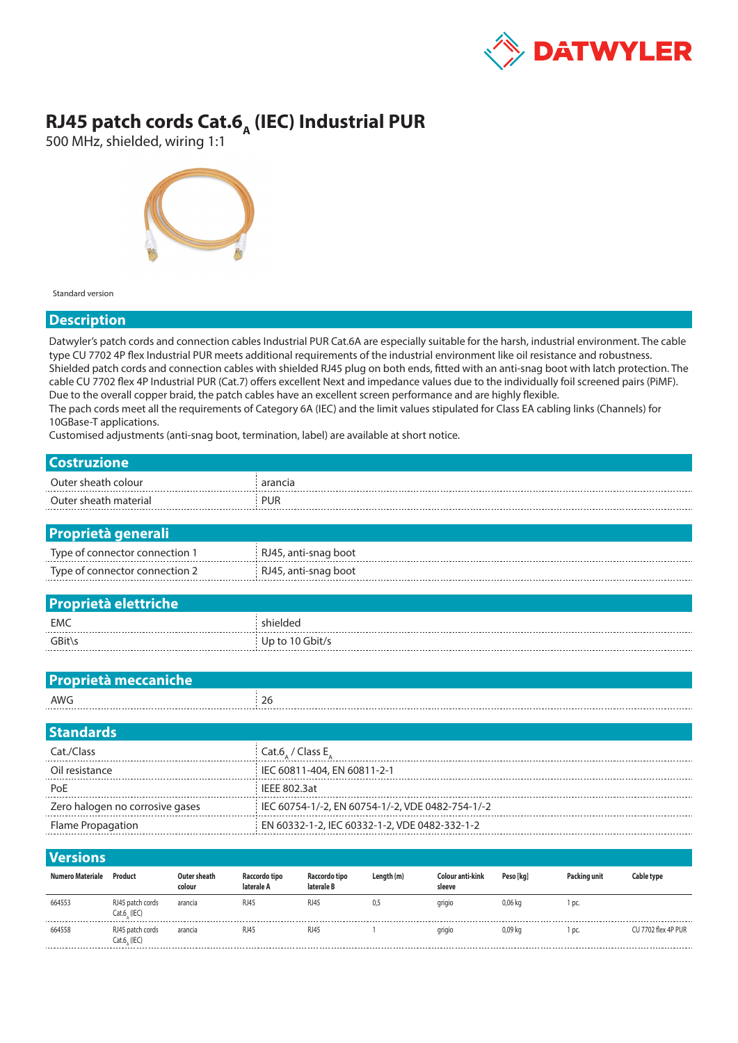# RJ45 patch cords Cat.$6_A$ (IEC) Industrial PUR

500 MHz, shielded, wiring 1:1

Standard version

## Description

Datwyler's patch cords and connection cables Industrial PUR Cat.6A are especially suitable for the harsh, industrial environment. The cable type CU 7702 4P flex Industrial PUR meets additional requirements of the industrial environment like oil resistance and robustness. Shielded patch cords and connection cables with shielded RJ45 plug on both ends, fitted with an anti-snag boot with latch protection. The cable CU 7702 flex 4P Industrial PUR (Cat.7) offers excellent Next and impedance values due to the individually foil screened pairs (PiMF). Due to the overall copper braid, the patch cables have an excellent screen performance and are highly flexible.
The pach cords meet all the requirements of Category 6A (IEC) and the limit values stipulated for Class EA cabling links (Channels) for 10GBase-T applications.
Customised adjustments (anti-snag boot, termination, label) are available at short notice.

## Costruzione

| | |
|---|---|
| Outer sheath colour | arancia |
| Outer sheath material | PUR |

## Proprietà generali

| | |
|---|---|
| Type of connector connection 1 | RJ45, anti-snag boot |
| Type of connector connection 2 | RJ45, anti-snag boot |

## Proprietà elettriche

| | |
|---|---|
| EMC | shielded |
| GBit\s | Up to 10 Gbit/s |

## Proprietà meccaniche

| | |
|---|---|
| AWG | 26 |

## Standards

| | |
|---|---|
| Cat./Class | Cat.$6_A$ / Class $E_A$ |
| Oil resistance | IEC 60811-404, EN 60811-2-1 |
| PoE | IEEE 802.3at |
| Zero halogen no corrosive gases | IEC 60754-1/-2, EN 60754-1/-2, VDE 0482-754-1/-2 |
| Flame Propagation | EN 60332-1-2, IEC 60332-1-2, VDE 0482-332-1-2 |

## Versions

| Numero Materiale | Product | Outer sheath colour | Raccordo tipo laterale A | Raccordo tipo laterale B | Length (m) | Colour anti-kink sleeve | Peso [kg] | Packing unit | Cable type |
|---|---|---|---|---|---|---|---|---|---|
| 664553 | RJ45 patch cords Cat.$6_A$ (IEC) | arancia | RJ45 | RJ45 | 0,5 | grigio | 0,06 kg | 1 pc. | |
| 664558 | RJ45 patch cords Cat.$6_A$ (IEC) | arancia | RJ45 | RJ45 | 1 | grigio | 0,09 kg | 1 pc. | CU 7702 flex 4P PUR |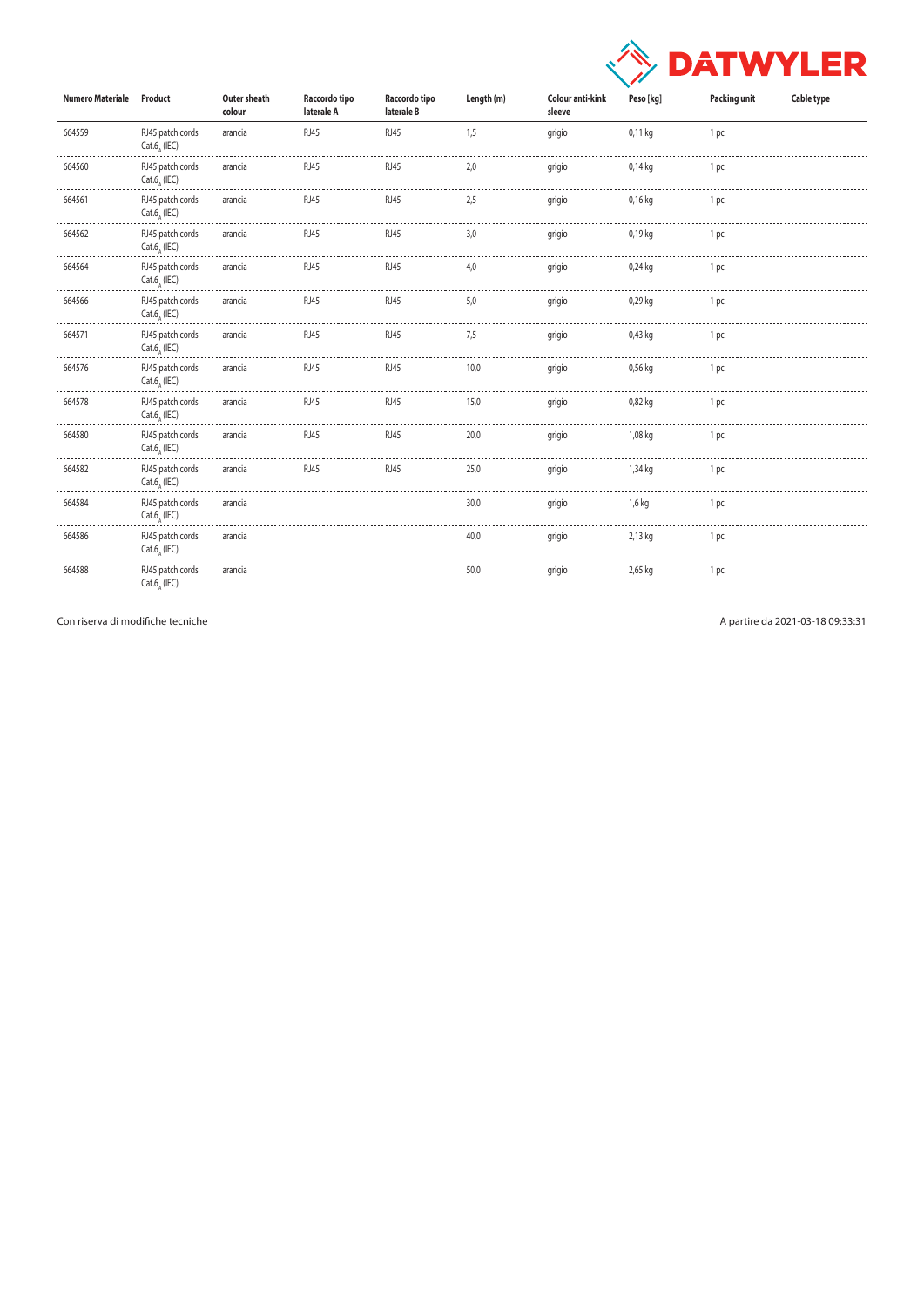| Numero Materiale | Product | Outer sheath colour | Raccordo tipo laterale A | Raccordo tipo laterale B | Length (m) | Colour anti-kink sleeve | Peso [kg] | Packing unit | Cable type |
|---|---|---|---|---|---|---|---|---|---|
| 664559 | RJ45 patch cords Cat.$6_A$ (IEC) | arancia | RJ45 | RJ45 | 1,5 | grigio | 0,11 kg | 1 pc. | |
| 664560 | RJ45 patch cords Cat.$6_A$ (IEC) | arancia | RJ45 | RJ45 | 2,0 | grigio | 0,14 kg | 1 pc. | |
| 664561 | RJ45 patch cords Cat.$6_A$ (IEC) | arancia | RJ45 | RJ45 | 2,5 | grigio | 0,16 kg | 1 pc. | |
| 664562 | RJ45 patch cords Cat.$6_A$ (IEC) | arancia | RJ45 | RJ45 | 3,0 | grigio | 0,19 kg | 1 pc. | |
| 664564 | RJ45 patch cords Cat.$6_A$ (IEC) | arancia | RJ45 | RJ45 | 4,0 | grigio | 0,24 kg | 1 pc. | |
| 664566 | RJ45 patch cords Cat.$6_A$ (IEC) | arancia | RJ45 | RJ45 | 5,0 | grigio | 0,29 kg | 1 pc. | |
| 664571 | RJ45 patch cords Cat.$6_A$ (IEC) | arancia | RJ45 | RJ45 | 7,5 | grigio | 0,43 kg | 1 pc. | |
| 664576 | RJ45 patch cords Cat.$6_A$ (IEC) | arancia | RJ45 | RJ45 | 10,0 | grigio | 0,56 kg | 1 pc. | |
| 664578 | RJ45 patch cords Cat.$6_A$ (IEC) | arancia | RJ45 | RJ45 | 15,0 | grigio | 0,82 kg | 1 pc. | |
| 664580 | RJ45 patch cords Cat.$6_A$ (IEC) | arancia | RJ45 | RJ45 | 20,0 | grigio | 1,08 kg | 1 pc. | |
| 664582 | RJ45 patch cords Cat.$6_A$ (IEC) | arancia | RJ45 | RJ45 | 25,0 | grigio | 1,34 kg | 1 pc. | |
| 664584 | RJ45 patch cords Cat.$6_A$ (IEC) | arancia | | | 30,0 | grigio | 1,6 kg | 1 pc. | |
| 664586 | RJ45 patch cords Cat.$6_A$ (IEC) | arancia | | | 40,0 | grigio | 2,13 kg | 1 pc. | |
| 664588 | RJ45 patch cords Cat.$6_A$ (IEC) | arancia | | | 50,0 | grigio | 2,65 kg | 1 pc. | |

Con riserva di modifiche tecniche

A partire da 2021-03-18 09:33:31